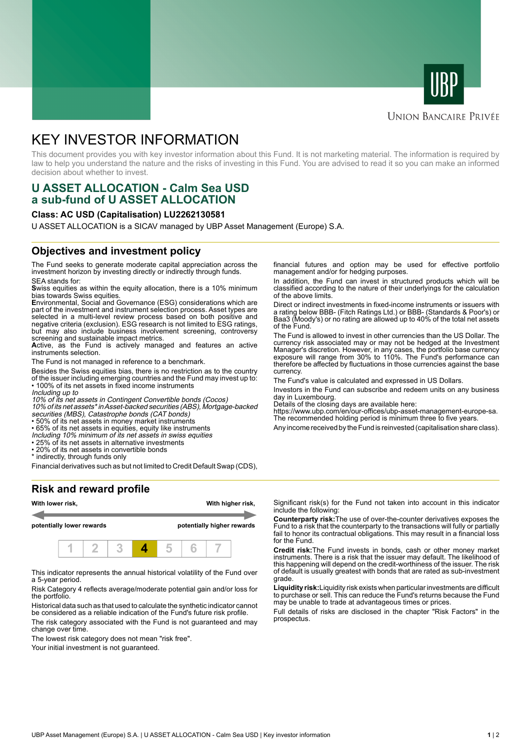UBP

UNION BANCAIRE PRIVÉE

# KEY INVESTOR INFORMATION

This document provides you with key investor information about this Fund. It is not marketing material. The information is required by law to help you understand the nature and the risks of investing in this Fund. You are advised to read it so you can make an informed decision about whether to invest.

## U ASSET ALLOCATION - Calm Sea USD
## a sub-fund of U ASSET ALLOCATION

**Class: AC USD (Capitalisation) LU2262130581**

U ASSET ALLOCATION is a SICAV managed by UBP Asset Management (Europe) S.A.

## Objectives and investment policy

The Fund seeks to generate moderate capital appreciation across the investment horizon by investing directly or indirectly through funds.

SEA stands for:
**S**wiss equities as within the equity allocation, there is a 10% minimum bias towards Swiss equities.
**E**nvironmental, Social and Governance (ESG) considerations which are part of the investment and instrument selection process. Asset types are selected in a multi-level review process based on both positive and negative criteria (exclusion). ESG research is not limited to ESG ratings, but may also include business involvement screening, controversy screening and sustainable impact metrics.
**A**ctive, as the Fund is actively managed and features an active instruments selection.

The Fund is not managed in reference to a benchmark.

Besides the Swiss equities bias, there is no restriction as to the country of the issuer including emerging countries and the Fund may invest up to:
• 100% of its net assets in fixed income instruments
*Including up to*
*10% of its net assets in Contingent Convertible bonds (Cocos)*
*10% of its net assets* in Asset-backed securities (ABS), Mortgage-backed securities (MBS), Catastrophe bonds (CAT bonds)*
• 50% of its net assets in money market instruments
• 65% of its net assets in equities, equity like instruments
*Including 10% minimum of its net assets in swiss equities*
• 25% of its net assets in alternative investments
• 20% of its net assets in convertible bonds
* indirectly, through funds only

Financial derivatives such as but not limited to Credit Default Swap (CDS), financial futures and option may be used for effective portfolio management and/or for hedging purposes.

In addition, the Fund can invest in structured products which will be classified according to the nature of their underlyings for the calculation of the above limits.

Direct or indirect investments in fixed-income instruments or issuers with a rating below BBB- (Fitch Ratings Ltd.) or BBB- (Standards & Poor's) or Baa3 (Moody's) or no rating are allowed up to 40% of the total net assets of the Fund.

The Fund is allowed to invest in other currencies than the US Dollar. The currency risk associated may or may not be hedged at the Investment Manager's discretion. However, in any cases, the portfolio base currency exposure will range from 30% to 110%. The Fund's performance can therefore be affected by fluctuations in those currencies against the base currency.

The Fund's value is calculated and expressed in US Dollars.

Investors in the Fund can subscribe and redeem units on any business day in Luxembourg.
Details of the closing days are available here:
https://www.ubp.com/en/our-offices/ubp-asset-management-europe-sa.
The recommended holding period is minimum three to five years.

Any income received by the Fund is reinvested (capitalisation share class).

## Risk and reward profile

| With lower risk, potentially lower rewards | | | | | | With higher risk, potentially higher rewards |
|---|---|---|---|---|---|---|
| 1 | 2 | 3 | **4** | 5 | 6 | 7 |

This indicator represents the annual historical volatility of the Fund over a 5-year period.

Risk Category 4 reflects average/moderate potential gain and/or loss for the portfolio.

Historical data such as that used to calculate the synthetic indicator cannot be considered as a reliable indication of the Fund's future risk profile.

The risk category associated with the Fund is not guaranteed and may change over time.

The lowest risk category does not mean "risk free".

Your initial investment is not guaranteed.

Significant risk(s) for the Fund not taken into account in this indicator include the following:

**Counterparty risk:** The use of over-the-counter derivatives exposes the Fund to a risk that the counterparty to the transactions will fully or partially fail to honor its contractual obligations. This may result in a financial loss for the Fund.

**Credit risk:** The Fund invests in bonds, cash or other money market instruments. There is a risk that the issuer may default. The likelihood of this happening will depend on the credit-worthiness of the issuer. The risk of default is usually greatest with bonds that are rated as sub-investment grade.

**Liquidity risk:** Liquidity risk exists when particular investments are difficult to purchase or sell. This can reduce the Fund's returns because the Fund may be unable to trade at advantageous times or prices.

Full details of risks are disclosed in the chapter "Risk Factors" in the prospectus.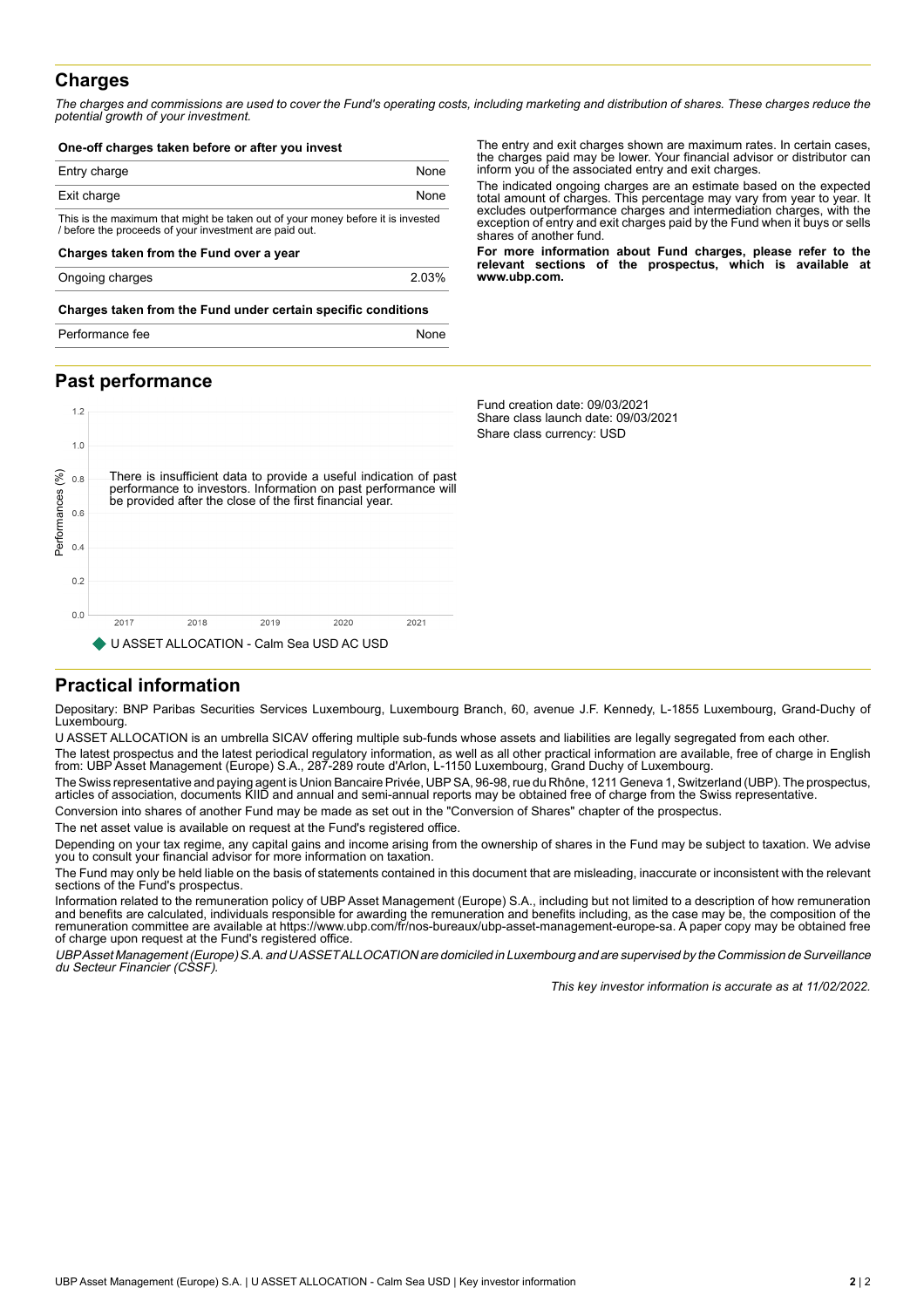## Charges

*The charges and commissions are used to cover the Fund's operating costs, including marketing and distribution of shares. These charges reduce the potential growth of your investment.*

| One-off charges taken before or after you invest | |
|---|---|
| Entry charge | None |
| Exit charge | None |

This is the maximum that might be taken out of your money before it is invested / before the proceeds of your investment are paid out.

| Charges taken from the Fund over a year | |
|---|---|
| Ongoing charges | 2.03% |

| Charges taken from the Fund under certain specific conditions | |
|---|---|
| Performance fee | None |

The entry and exit charges shown are maximum rates. In certain cases, the charges paid may be lower. Your financial advisor or distributor can inform you of the associated entry and exit charges.

The indicated ongoing charges are an estimate based on the expected total amount of charges. This percentage may vary from year to year. It excludes outperformance charges and intermediation charges, with the exception of entry and exit charges paid by the Fund when it buys or sells shares of another fund.

**For more information about Fund charges, please refer to the relevant sections of the prospectus, which is available at www.ubp.com.**

## Past performance

Performances (%)

1.2
1.0
0.8
0.6
0.4
0.2
0.0

2017 2018 2019 2020 2021

There is insufficient data to provide a useful indication of past performance to investors. Information on past performance will be provided after the close of the first financial year.

U ASSET ALLOCATION - Calm Sea USD AC USD

Fund creation date: 09/03/2021
Share class launch date: 09/03/2021
Share class currency: USD

## Practical information

Depositary: BNP Paribas Securities Services Luxembourg, Luxembourg Branch, 60, avenue J.F. Kennedy, L-1855 Luxembourg, Grand-Duchy of Luxembourg.

U ASSET ALLOCATION is an umbrella SICAV offering multiple sub-funds whose assets and liabilities are legally segregated from each other.

The latest prospectus and the latest periodical regulatory information, as well as all other practical information are available, free of charge in English from: UBP Asset Management (Europe) S.A., 287-289 route d'Arlon, L-1150 Luxembourg, Grand Duchy of Luxembourg.

The Swiss representative and paying agent is Union Bancaire Privée, UBP SA, 96-98, rue du Rhône, 1211 Geneva 1, Switzerland (UBP). The prospectus, articles of association, documents KIID and annual and semi-annual reports may be obtained free of charge from the Swiss representative.

Conversion into shares of another Fund may be made as set out in the "Conversion of Shares" chapter of the prospectus.

The net asset value is available on request at the Fund's registered office.

Depending on your tax regime, any capital gains and income arising from the ownership of shares in the Fund may be subject to taxation. We advise you to consult your financial advisor for more information on taxation.

The Fund may only be held liable on the basis of statements contained in this document that are misleading, inaccurate or inconsistent with the relevant sections of the Fund's prospectus.

Information related to the remuneration policy of UBP Asset Management (Europe) S.A., including but not limited to a description of how remuneration and benefits are calculated, individuals responsible for awarding the remuneration and benefits including, as the case may be, the composition of the remuneration committee are available at https://www.ubp.com/fr/nos-bureaux/ubp-asset-management-europe-sa. A paper copy may be obtained free of charge upon request at the Fund's registered office.

*UBP Asset Management (Europe) S.A. and U ASSET ALLOCATION are domiciled in Luxembourg and are supervised by the Commission de Surveillance du Secteur Financier (CSSF).*

*This key investor information is accurate as at 11/02/2022.*